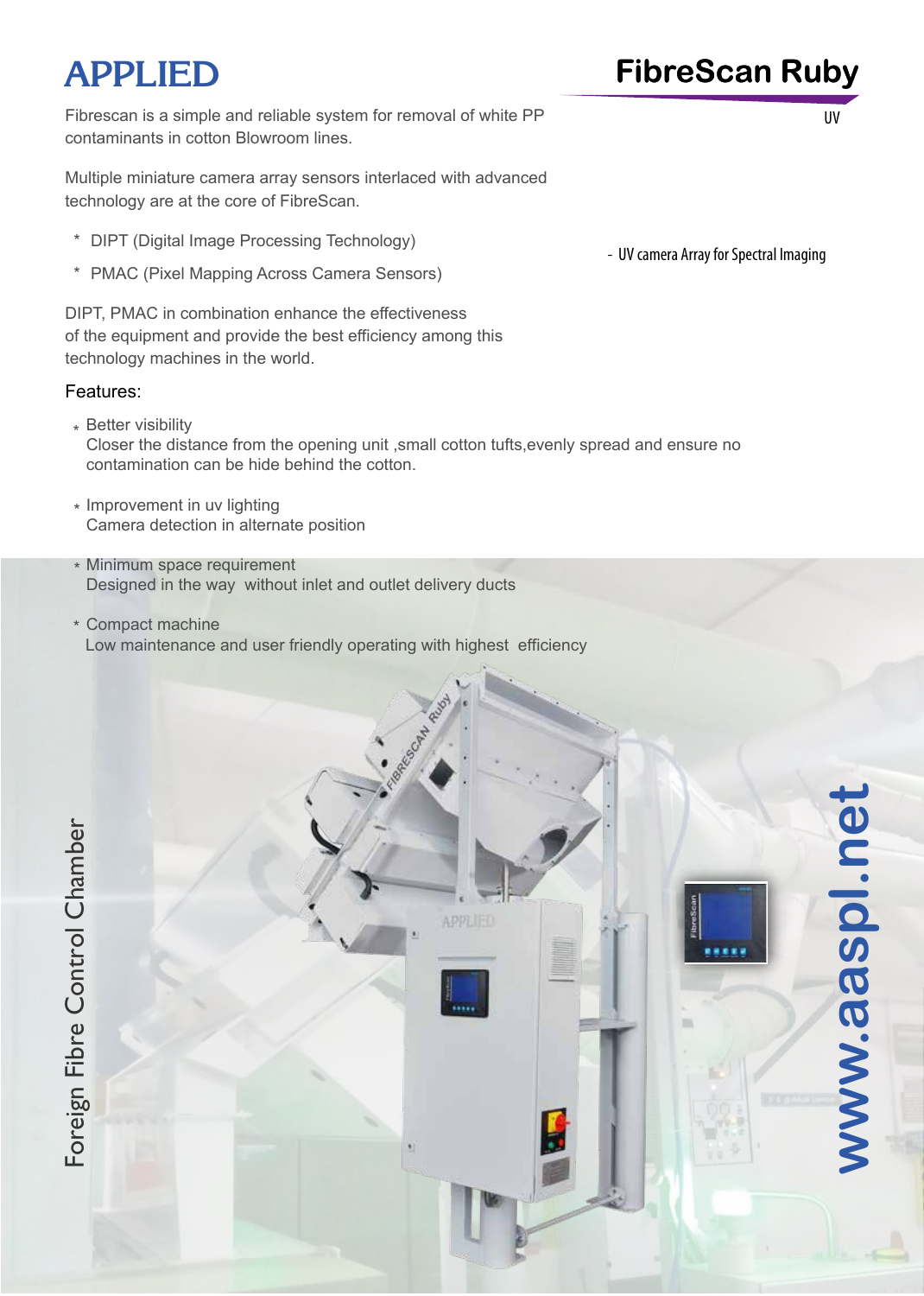# APPLIED

# FibreScan Ruby

UV

Fibrescan is a simple and reliable system for removal of white PP contaminants in cotton Blowroom lines.

Multiple miniature camera array sensors interlaced with advanced technology are at the core of FibreScan.

* DIPT (Digital Image Processing Technology)
* PMAC (Pixel Mapping Across Camera Sensors)

- UV camera Array for Spectral Imaging

DIPT, PMAC in combination enhance the effectiveness of the equipment and provide the best efficiency among this technology machines in the world.

Features:

* Better visibility
  Closer the distance from the opening unit ,small cotton tufts,evenly spread and ensure no contamination can be hide behind the cotton.

* Improvement in uv lighting
  Camera detection in alternate position

* Minimum space requirement
  Designed in the way without inlet and outlet delivery ducts

* Compact machine
  Low maintenance and user friendly operating with highest efficiency

Foreign Fibre Control Chamber

www.aaspl.net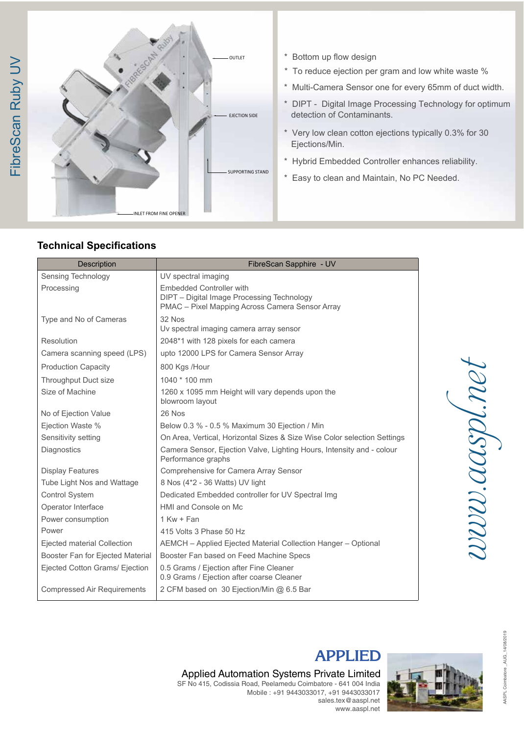# FibreScan Ruby UV

OUTLET

EJECTION SIDE

SUPPORTING STAND

INLET FROM FINE OPENER

- Bottom up flow design
- To reduce ejection per gram and low white waste %
- Multi-Camera Sensor one for every 65mm of duct width.
- DIPT - Digital Image Processing Technology for optimum detection of Contaminants.
- Very low clean cotton ejections typically 0.3% for 30 Ejections/Min.
- Hybrid Embedded Controller enhances reliability.
- Easy to clean and Maintain, No PC Needed.

## Technical Specifications

| Description | FibreScan Sapphire - UV |
|---|---|
| Sensing Technology | UV spectral imaging |
| Processing | Embedded Controller with<br>DIPT – Digital Image Processing Technology<br>PMAC – Pixel Mapping Across Camera Sensor Array |
| Type and No of Cameras | 32 Nos<br>Uv spectral imaging camera array sensor |
| Resolution | 2048*1 with 128 pixels for each camera |
| Camera scanning speed (LPS) | upto 12000 LPS for Camera Sensor Array |
| Production Capacity | 800 Kgs /Hour |
| Throughput Duct size | 1040 * 100 mm |
| Size of Machine | 1260 x 1095 mm Height will vary depends upon the blowroom layout |
| No of Ejection Value | 26 Nos |
| Ejection Waste % | Below 0.3 % - 0.5 % Maximum 30 Ejection / Min |
| Sensitivity setting | On Area, Vertical, Horizontal Sizes & Size Wise Color selection Settings |
| Diagnostics | Camera Sensor, Ejection Valve, Lighting Hours, Intensity and - colour Performance graphs |
| Display Features | Comprehensive for Camera Array Sensor |
| Tube Light Nos and Wattage | 8 Nos (4*2 - 36 Watts) UV light |
| Control System | Dedicated Embedded controller for UV Spectral Img |
| Operator Interface | HMI and Console on Mc |
| Power consumption | 1 Kw + Fan |
| Power | 415 Volts 3 Phase 50 Hz |
| Ejected material Collection | AEMCH – Applied Ejected Material Collection Hanger – Optional |
| Booster Fan for Ejected Material | Booster Fan based on Feed Machine Specs |
| Ejected Cotton Grams/ Ejection | 0.5 Grams / Ejection after Fine Cleaner<br>0.9 Grams / Ejection after coarse Cleaner |
| Compressed Air Requirements | 2 CFM based on 30 Ejection/Min @ 6.5 Bar |

*www.aaspl.net*

**APPLIED**

Applied Automation Systems Private Limited
SF No 415, Codissia Road, Peelamedu Coimbatore - 641 004 India
Mobile : +91 9443033017, +91 9443033017
sales.tex@aaspl.net
www.aaspl.net

AASPL Coimbatore _AUG_14/08/2019